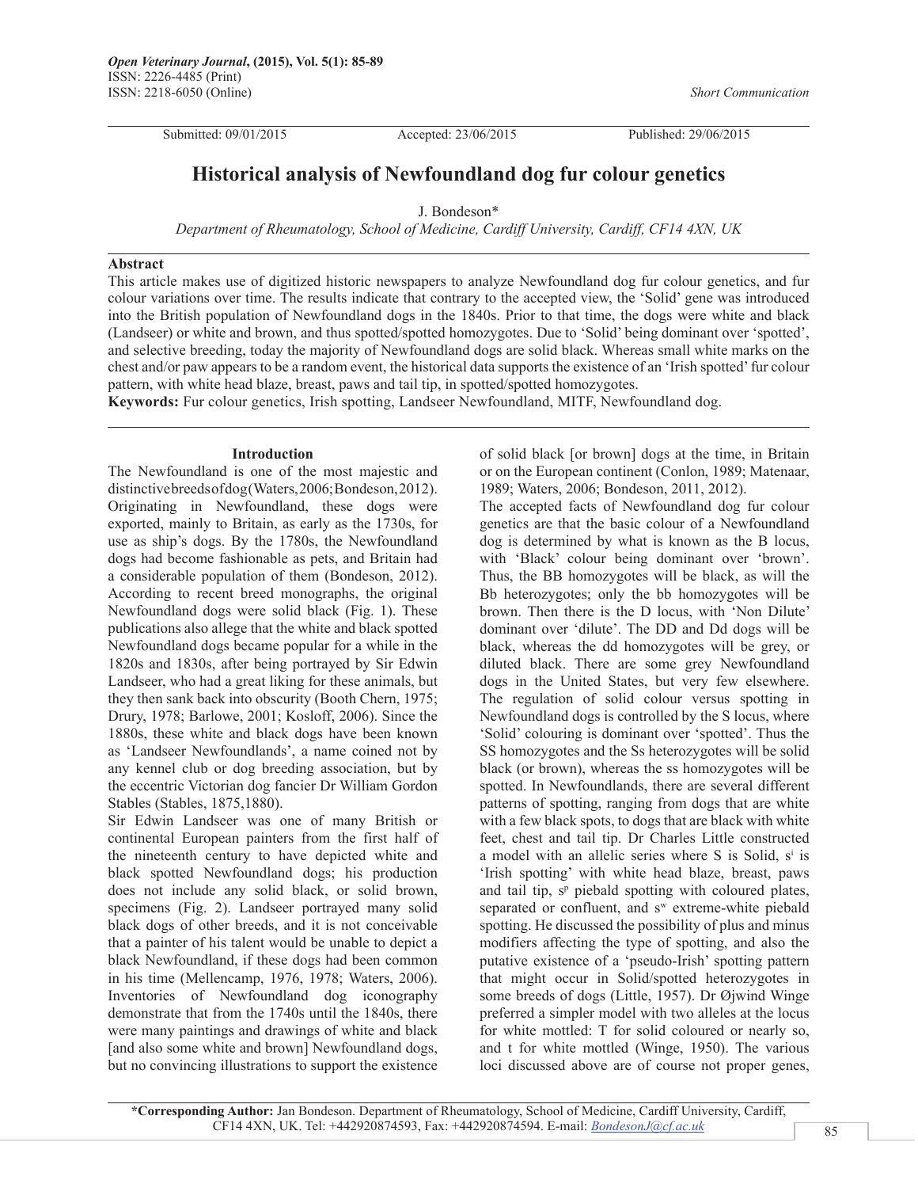*Open Veterinary Journal*, **(2015), Vol. 5(1): 85-89**
ISSN: 2226-4485 (Print)
ISSN: 2218-6050 (Online)

*Short Communication*

Submitted: 09/01/2015 Accepted: 23/06/2015 Published: 29/06/2015

# Historical analysis of Newfoundland dog fur colour genetics

J. Bondeson*

*Department of Rheumatology, School of Medicine, Cardiff University, Cardiff, CF14 4XN, UK*

## Abstract

This article makes use of digitized historic newspapers to analyze Newfoundland dog fur colour genetics, and fur colour variations over time. The results indicate that contrary to the accepted view, the 'Solid' gene was introduced into the British population of Newfoundland dogs in the 1840s. Prior to that time, the dogs were white and black (Landseer) or white and brown, and thus spotted/spotted homozygotes. Due to 'Solid' being dominant over 'spotted', and selective breeding, today the majority of Newfoundland dogs are solid black. Whereas small white marks on the chest and/or paw appears to be a random event, the historical data supports the existence of an 'Irish spotted' fur colour pattern, with white head blaze, breast, paws and tail tip, in spotted/spotted homozygotes.

**Keywords:** Fur colour genetics, Irish spotting, Landseer Newfoundland, MITF, Newfoundland dog.

## Introduction

The Newfoundland is one of the most majestic and distinctive breeds of dog (Waters, 2006; Bondeson, 2012). Originating in Newfoundland, these dogs were exported, mainly to Britain, as early as the 1730s, for use as ship's dogs. By the 1780s, the Newfoundland dogs had become fashionable as pets, and Britain had a considerable population of them (Bondeson, 2012). According to recent breed monographs, the original Newfoundland dogs were solid black (Fig. 1). These publications also allege that the white and black spotted Newfoundland dogs became popular for a while in the 1820s and 1830s, after being portrayed by Sir Edwin Landseer, who had a great liking for these animals, but they then sank back into obscurity (Booth Chern, 1975; Drury, 1978; Barlowe, 2001; Kosloff, 2006). Since the 1880s, these white and black dogs have been known as 'Landseer Newfoundlands', a name coined not by any kennel club or dog breeding association, but by the eccentric Victorian dog fancier Dr William Gordon Stables (Stables, 1875,1880).

Sir Edwin Landseer was one of many British or continental European painters from the first half of the nineteenth century to have depicted white and black spotted Newfoundland dogs; his production does not include any solid black, or solid brown, specimens (Fig. 2). Landseer portrayed many solid black dogs of other breeds, and it is not conceivable that a painter of his talent would be unable to depict a black Newfoundland, if these dogs had been common in his time (Mellencamp, 1976, 1978; Waters, 2006). Inventories of Newfoundland dog iconography demonstrate that from the 1740s until the 1840s, there were many paintings and drawings of white and black [and also some white and brown] Newfoundland dogs, but no convincing illustrations to support the existence of solid black [or brown] dogs at the time, in Britain or on the European continent (Conlon, 1989; Matenaar, 1989; Waters, 2006; Bondeson, 2011, 2012).

The accepted facts of Newfoundland dog fur colour genetics are that the basic colour of a Newfoundland dog is determined by what is known as the B locus, with 'Black' colour being dominant over 'brown'. Thus, the BB homozygotes will be black, as will the Bb heterozygotes; only the bb homozygotes will be brown. Then there is the D locus, with 'Non Dilute' dominant over 'dilute'. The DD and Dd dogs will be black, whereas the dd homozygotes will be grey, or diluted black. There are some grey Newfoundland dogs in the United States, but very few elsewhere. The regulation of solid colour versus spotting in Newfoundland dogs is controlled by the S locus, where 'Solid' colouring is dominant over 'spotted'. Thus the SS homozygotes and the Ss heterozygotes will be solid black (or brown), whereas the ss homozygotes will be spotted. In Newfoundlands, there are several different patterns of spotting, ranging from dogs that are white with a few black spots, to dogs that are black with white feet, chest and tail tip. Dr Charles Little constructed a model with an allelic series where S is Solid, $s^i$ is 'Irish spotting' with white head blaze, breast, paws and tail tip, $s^p$ piebald spotting with coloured plates, separated or confluent, and $s^w$ extreme-white piebald spotting. He discussed the possibility of plus and minus modifiers affecting the type of spotting, and also the putative existence of a 'pseudo-Irish' spotting pattern that might occur in Solid/spotted heterozygotes in some breeds of dogs (Little, 1957). Dr Øjwind Winge preferred a simpler model with two alleles at the locus for white mottled: T for solid coloured or nearly so, and t for white mottled (Winge, 1950). The various loci discussed above are of course not proper genes,

*Corresponding Author: Jan Bondeson. Department of Rheumatology, School of Medicine, Cardiff University, Cardiff, CF14 4XN, UK. Tel: +442920874593, Fax: +442920874594. E-mail: BondesonJ@cf.ac.uk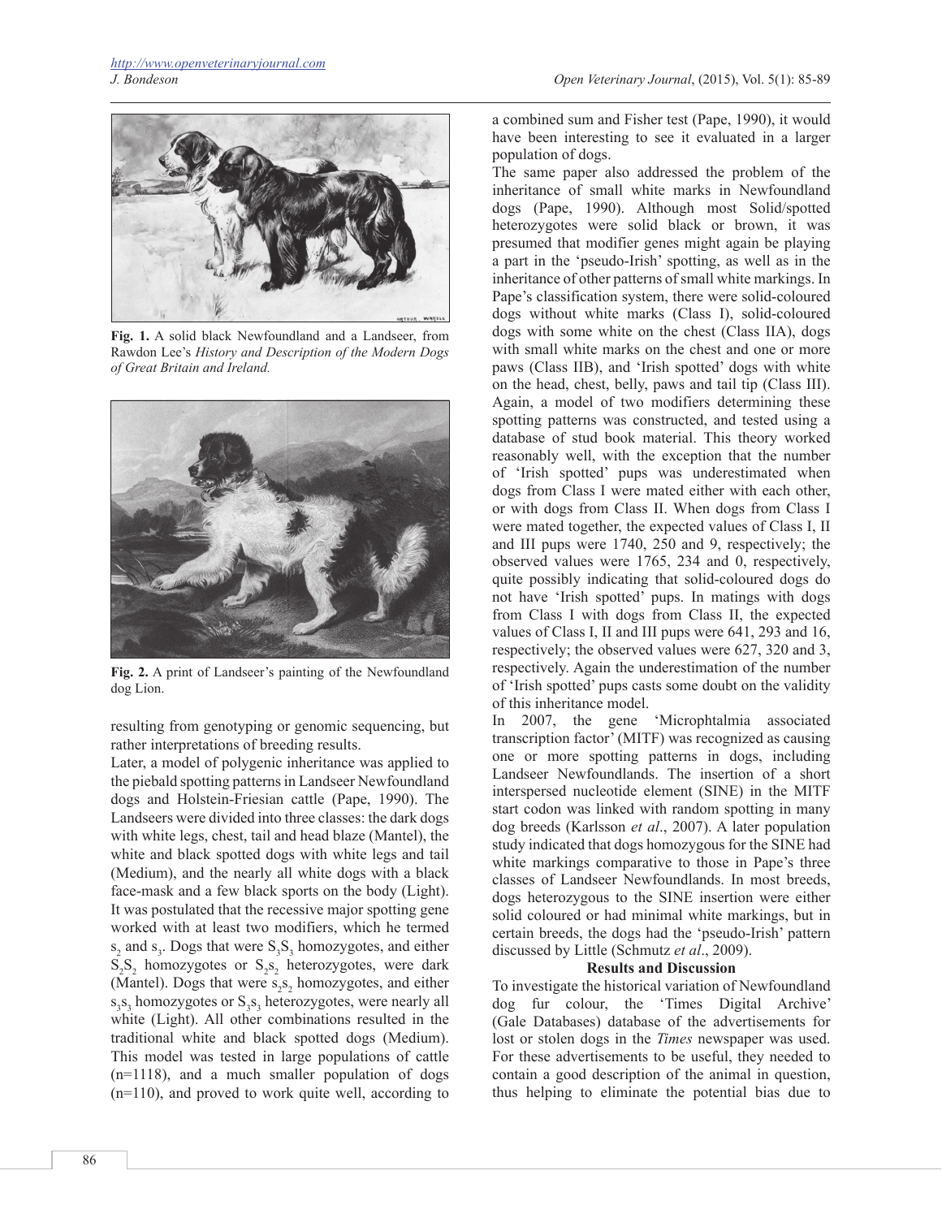**Fig. 1.** A solid black Newfoundland and a Landseer, from Rawdon Lee's *History and Description of the Modern Dogs of Great Britain and Ireland.*

**Fig. 2.** A print of Landseer's painting of the Newfoundland dog Lion.

resulting from genotyping or genomic sequencing, but rather interpretations of breeding results.

Later, a model of polygenic inheritance was applied to the piebald spotting patterns in Landseer Newfoundland dogs and Holstein-Friesian cattle (Pape, 1990). The Landseers were divided into three classes: the dark dogs with white legs, chest, tail and head blaze (Mantel), the white and black spotted dogs with white legs and tail (Medium), and the nearly all white dogs with a black face-mask and a few black sports on the body (Light). It was postulated that the recessive major spotting gene worked with at least two modifiers, which he termed $s_2$ and $s_3$. Dogs that were $S_3S_3$ homozygotes, and either $S_2S_2$ homozygotes or $S_2s_2$ heterozygotes, were dark (Mantel). Dogs that were $s_2s_2$ homozygotes, and either $s_3s_3$ homozygotes or $S_3s_3$ heterozygotes, were nearly all white (Light). All other combinations resulted in the traditional white and black spotted dogs (Medium). This model was tested in large populations of cattle (n=1118), and a much smaller population of dogs (n=110), and proved to work quite well, according to a combined sum and Fisher test (Pape, 1990), it would have been interesting to see it evaluated in a larger population of dogs.

The same paper also addressed the problem of the inheritance of small white marks in Newfoundland dogs (Pape, 1990). Although most Solid/spotted heterozygotes were solid black or brown, it was presumed that modifier genes might again be playing a part in the 'pseudo-Irish' spotting, as well as in the inheritance of other patterns of small white markings. In Pape's classification system, there were solid-coloured dogs without white marks (Class I), solid-coloured dogs with some white on the chest (Class IIA), dogs with small white marks on the chest and one or more paws (Class IIB), and 'Irish spotted' dogs with white on the head, chest, belly, paws and tail tip (Class III). Again, a model of two modifiers determining these spotting patterns was constructed, and tested using a database of stud book material. This theory worked reasonably well, with the exception that the number of 'Irish spotted' pups was underestimated when dogs from Class I were mated either with each other, or with dogs from Class II. When dogs from Class I were mated together, the expected values of Class I, II and III pups were 1740, 250 and 9, respectively; the observed values were 1765, 234 and 0, respectively, quite possibly indicating that solid-coloured dogs do not have 'Irish spotted' pups. In matings with dogs from Class I with dogs from Class II, the expected values of Class I, II and III pups were 641, 293 and 16, respectively; the observed values were 627, 320 and 3, respectively. Again the underestimation of the number of 'Irish spotted' pups casts some doubt on the validity of this inheritance model.

In 2007, the gene 'Microphtalmia associated transcription factor' (MITF) was recognized as causing one or more spotting patterns in dogs, including Landseer Newfoundlands. The insertion of a short interspersed nucleotide element (SINE) in the MITF start codon was linked with random spotting in many dog breeds (Karlsson *et al*., 2007). A later population study indicated that dogs homozygous for the SINE had white markings comparative to those in Pape's three classes of Landseer Newfoundlands. In most breeds, dogs heterozygous to the SINE insertion were either solid coloured or had minimal white markings, but in certain breeds, the dogs had the 'pseudo-Irish' pattern discussed by Little (Schmutz *et al*., 2009).

## Results and Discussion

To investigate the historical variation of Newfoundland dog fur colour, the 'Times Digital Archive' (Gale Databases) database of the advertisements for lost or stolen dogs in the *Times* newspaper was used. For these advertisements to be useful, they needed to contain a good description of the animal in question, thus helping to eliminate the potential bias due to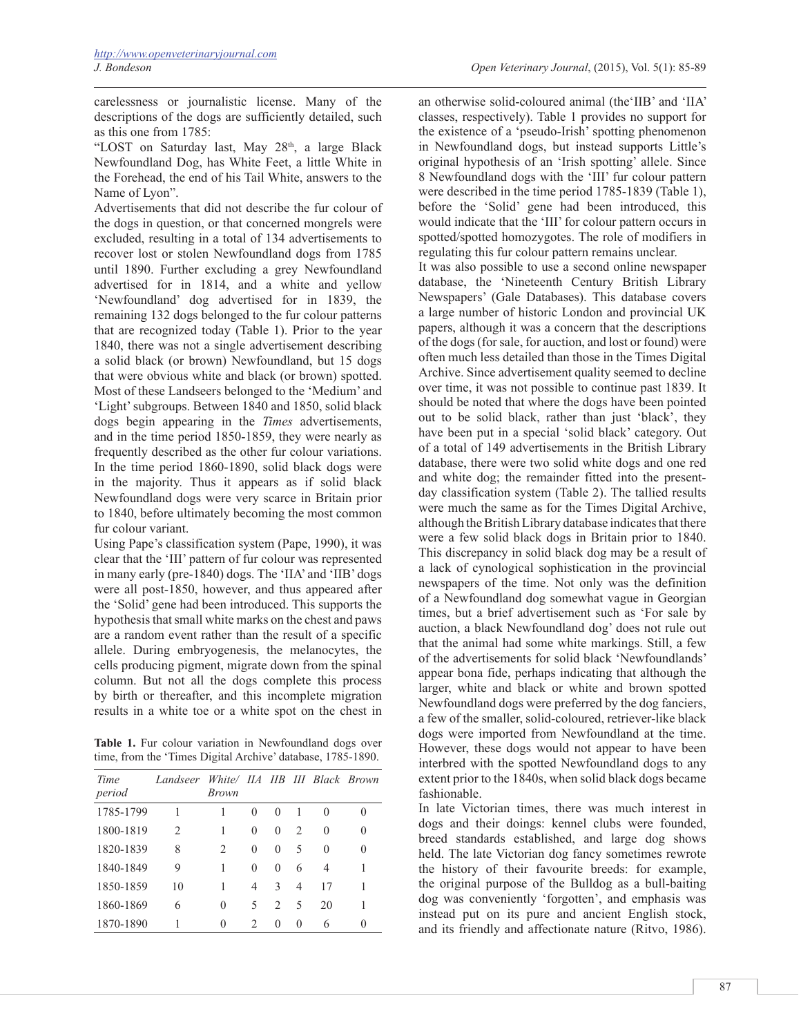carelessness or journalistic license. Many of the descriptions of the dogs are sufficiently detailed, such as this one from 1785:

"LOST on Saturday last, May 28th, a large Black Newfoundland Dog, has White Feet, a little White in the Forehead, the end of his Tail White, answers to the Name of Lyon".

Advertisements that did not describe the fur colour of the dogs in question, or that concerned mongrels were excluded, resulting in a total of 134 advertisements to recover lost or stolen Newfoundland dogs from 1785 until 1890. Further excluding a grey Newfoundland advertised for in 1814, and a white and yellow 'Newfoundland' dog advertised for in 1839, the remaining 132 dogs belonged to the fur colour patterns that are recognized today (Table 1). Prior to the year 1840, there was not a single advertisement describing a solid black (or brown) Newfoundland, but 15 dogs that were obvious white and black (or brown) spotted. Most of these Landseers belonged to the 'Medium' and 'Light' subgroups. Between 1840 and 1850, solid black dogs begin appearing in the *Times* advertisements, and in the time period 1850-1859, they were nearly as frequently described as the other fur colour variations. In the time period 1860-1890, solid black dogs were in the majority. Thus it appears as if solid black Newfoundland dogs were very scarce in Britain prior to 1840, before ultimately becoming the most common fur colour variant.

Using Pape's classification system (Pape, 1990), it was clear that the 'III' pattern of fur colour was represented in many early (pre-1840) dogs. The 'IIA' and 'IIB' dogs were all post-1850, however, and thus appeared after the 'Solid' gene had been introduced. This supports the hypothesis that small white marks on the chest and paws are a random event rather than the result of a specific allele. During embryogenesis, the melanocytes, the cells producing pigment, migrate down from the spinal column. But not all the dogs complete this process by birth or thereafter, and this incomplete migration results in a white toe or a white spot on the chest in an otherwise solid-coloured animal (the 'IIB' and 'IIA' classes, respectively). Table 1 provides no support for the existence of a 'pseudo-Irish' spotting phenomenon in Newfoundland dogs, but instead supports Little's original hypothesis of an 'Irish spotting' allele. Since 8 Newfoundland dogs with the 'III' fur colour pattern were described in the time period 1785-1839 (Table 1), before the 'Solid' gene had been introduced, this would indicate that the 'III' for colour pattern occurs in spotted/spotted homozygotes. The role of modifiers in regulating this fur colour pattern remains unclear.

**Table 1.** Fur colour variation in Newfoundland dogs over time, from the 'Times Digital Archive' database, 1785-1890.

| *Time period* | *Landseer* | *White/ Brown* | *IIA* | *IIB* | *III* | *Black* | *Brown* |
|---|---|---|---|---|---|---|---|
| 1785-1799 | 1 | 1 | 0 | 0 | 1 | 0 | 0 |
| 1800-1819 | 2 | 1 | 0 | 0 | 2 | 0 | 0 |
| 1820-1839 | 8 | 2 | 0 | 0 | 5 | 0 | 0 |
| 1840-1849 | 9 | 1 | 0 | 0 | 6 | 4 | 1 |
| 1850-1859 | 10 | 1 | 4 | 3 | 4 | 17 | 1 |
| 1860-1869 | 6 | 0 | 5 | 2 | 5 | 20 | 1 |
| 1870-1890 | 1 | 0 | 2 | 0 | 0 | 6 | 0 |

It was also possible to use a second online newspaper database, the 'Nineteenth Century British Library Newspapers' (Gale Databases). This database covers a large number of historic London and provincial UK papers, although it was a concern that the descriptions of the dogs (for sale, for auction, and lost or found) were often much less detailed than those in the Times Digital Archive. Since advertisement quality seemed to decline over time, it was not possible to continue past 1839. It should be noted that where the dogs have been pointed out to be solid black, rather than just 'black', they have been put in a special 'solid black' category. Out of a total of 149 advertisements in the British Library database, there were two solid white dogs and one red and white dog; the remainder fitted into the present-day classification system (Table 2). The tallied results were much the same as for the Times Digital Archive, although the British Library database indicates that there were a few solid black dogs in Britain prior to 1840. This discrepancy in solid black dog may be a result of a lack of cynological sophistication in the provincial newspapers of the time. Not only was the definition of a Newfoundland dog somewhat vague in Georgian times, but a brief advertisement such as 'For sale by auction, a black Newfoundland dog' does not rule out that the animal had some white markings. Still, a few of the advertisements for solid black 'Newfoundlands' appear bona fide, perhaps indicating that although the larger, white and black or white and brown spotted Newfoundland dogs were preferred by the dog fanciers, a few of the smaller, solid-coloured, retriever-like black dogs were imported from Newfoundland at the time. However, these dogs would not appear to have been interbred with the spotted Newfoundland dogs to any extent prior to the 1840s, when solid black dogs became fashionable.

In late Victorian times, there was much interest in dogs and their doings: kennel clubs were founded, breed standards established, and large dog shows held. The late Victorian dog fancy sometimes rewrote the history of their favourite breeds: for example, the original purpose of the Bulldog as a bull-baiting dog was conveniently 'forgotten', and emphasis was instead put on its pure and ancient English stock, and its friendly and affectionate nature (Ritvo, 1986).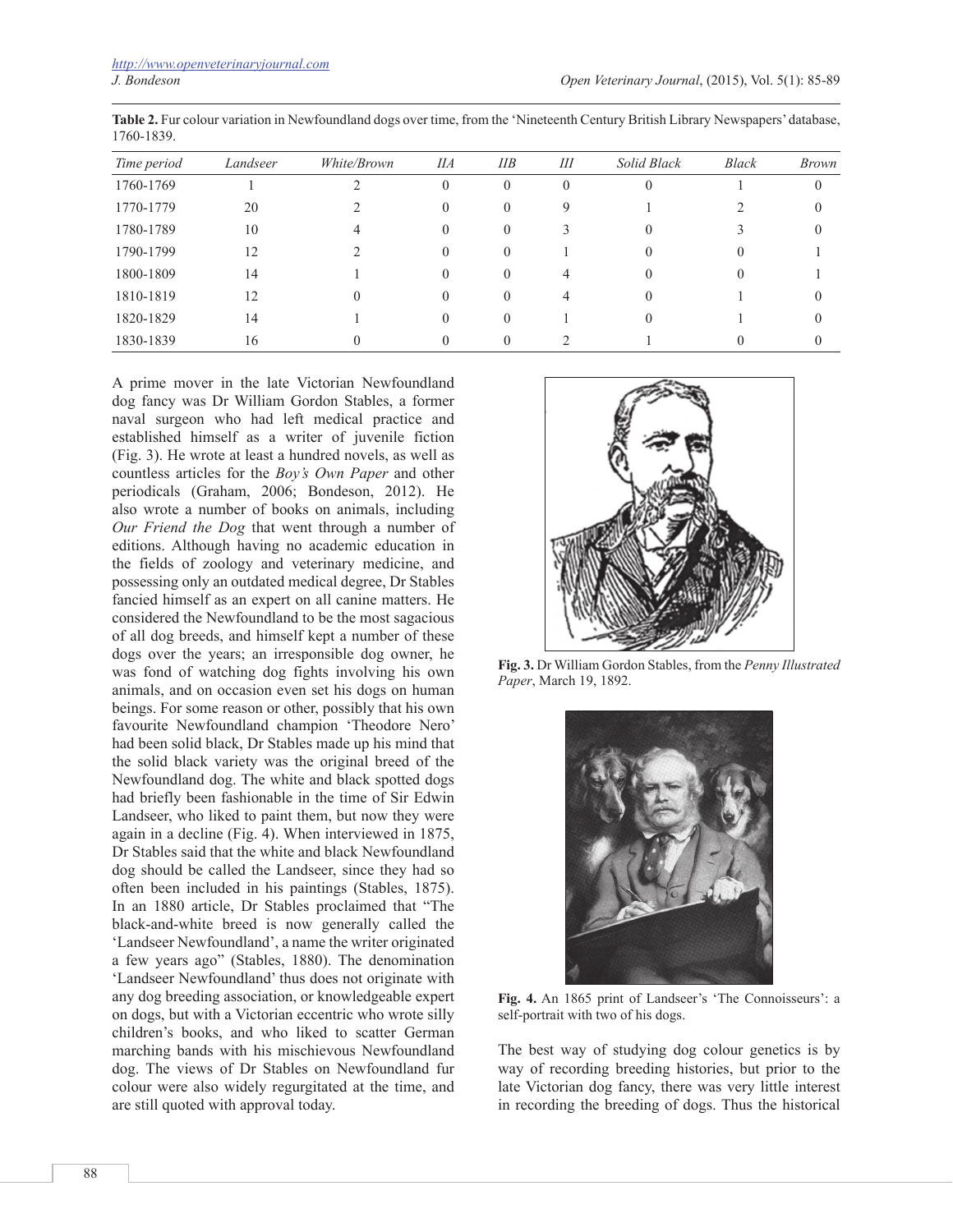**Table 2.** Fur colour variation in Newfoundland dogs over time, from the 'Nineteenth Century British Library Newspapers' database, 1760-1839.

| *Time period* | *Landseer* | *White/Brown* | *IIA* | *IIB* | *III* | *Solid Black* | *Black* | *Brown* |
|---|---|---|---|---|---|---|---|---|
| 1760-1769 | 1 | 2 | 0 | 0 | 0 | 0 | 1 | 0 |
| 1770-1779 | 20 | 2 | 0 | 0 | 9 | 1 | 2 | 0 |
| 1780-1789 | 10 | 4 | 0 | 0 | 3 | 0 | 3 | 0 |
| 1790-1799 | 12 | 2 | 0 | 0 | 1 | 0 | 0 | 1 |
| 1800-1809 | 14 | 1 | 0 | 0 | 4 | 0 | 0 | 1 |
| 1810-1819 | 12 | 0 | 0 | 0 | 4 | 0 | 1 | 0 |
| 1820-1829 | 14 | 1 | 0 | 0 | 1 | 0 | 1 | 0 |
| 1830-1839 | 16 | 0 | 0 | 0 | 2 | 1 | 0 | 0 |

A prime mover in the late Victorian Newfoundland dog fancy was Dr William Gordon Stables, a former naval surgeon who had left medical practice and established himself as a writer of juvenile fiction (Fig. 3). He wrote at least a hundred novels, as well as countless articles for the *Boy's Own Paper* and other periodicals (Graham, 2006; Bondeson, 2012). He also wrote a number of books on animals, including *Our Friend the Dog* that went through a number of editions. Although having no academic education in the fields of zoology and veterinary medicine, and possessing only an outdated medical degree, Dr Stables fancied himself as an expert on all canine matters. He considered the Newfoundland to be the most sagacious of all dog breeds, and himself kept a number of these dogs over the years; an irresponsible dog owner, he was fond of watching dog fights involving his own animals, and on occasion even set his dogs on human beings. For some reason or other, possibly that his own favourite Newfoundland champion 'Theodore Nero' had been solid black, Dr Stables made up his mind that the solid black variety was the original breed of the Newfoundland dog. The white and black spotted dogs had briefly been fashionable in the time of Sir Edwin Landseer, who liked to paint them, but now they were again in a decline (Fig. 4). When interviewed in 1875, Dr Stables said that the white and black Newfoundland dog should be called the Landseer, since they had so often been included in his paintings (Stables, 1875). In an 1880 article, Dr Stables proclaimed that "The black-and-white breed is now generally called the 'Landseer Newfoundland', a name the writer originated a few years ago" (Stables, 1880). The denomination 'Landseer Newfoundland' thus does not originate with any dog breeding association, or knowledgeable expert on dogs, but with a Victorian eccentric who wrote silly children's books, and who liked to scatter German marching bands with his mischievous Newfoundland dog. The views of Dr Stables on Newfoundland fur colour were also widely regurgitated at the time, and are still quoted with approval today.

**Fig. 3.** Dr William Gordon Stables, from the *Penny Illustrated Paper*, March 19, 1892.

**Fig. 4.** An 1865 print of Landseer's 'The Connoisseurs': a self-portrait with two of his dogs.

The best way of studying dog colour genetics is by way of recording breeding histories, but prior to the late Victorian dog fancy, there was very little interest in recording the breeding of dogs. Thus the historical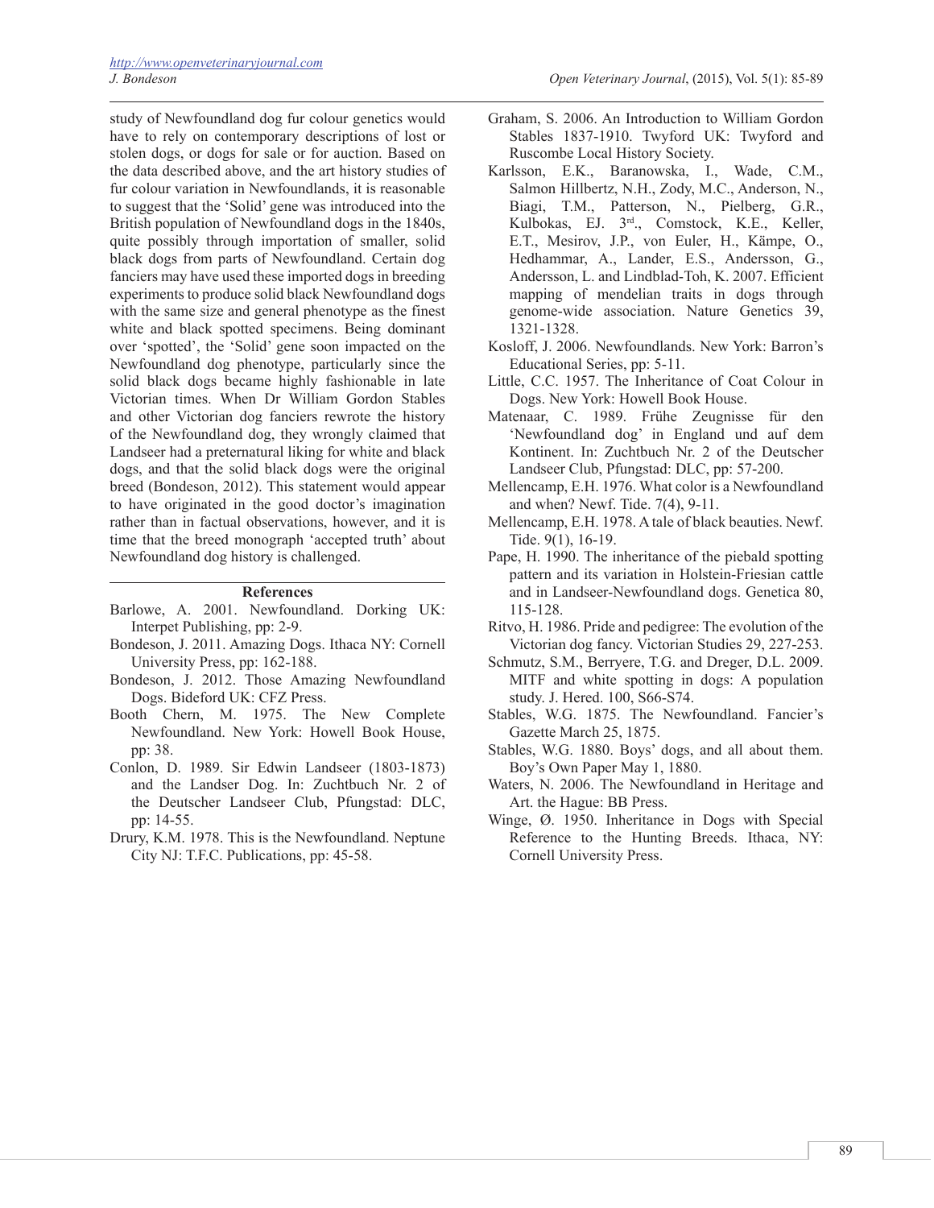study of Newfoundland dog fur colour genetics would have to rely on contemporary descriptions of lost or stolen dogs, or dogs for sale or for auction. Based on the data described above, and the art history studies of fur colour variation in Newfoundlands, it is reasonable to suggest that the 'Solid' gene was introduced into the British population of Newfoundland dogs in the 1840s, quite possibly through importation of smaller, solid black dogs from parts of Newfoundland. Certain dog fanciers may have used these imported dogs in breeding experiments to produce solid black Newfoundland dogs with the same size and general phenotype as the finest white and black spotted specimens. Being dominant over 'spotted', the 'Solid' gene soon impacted on the Newfoundland dog phenotype, particularly since the solid black dogs became highly fashionable in late Victorian times. When Dr William Gordon Stables and other Victorian dog fanciers rewrote the history of the Newfoundland dog, they wrongly claimed that Landseer had a preternatural liking for white and black dogs, and that the solid black dogs were the original breed (Bondeson, 2012). This statement would appear to have originated in the good doctor's imagination rather than in factual observations, however, and it is time that the breed monograph 'accepted truth' about Newfoundland dog history is challenged.

## References

Barlowe, A. 2001. Newfoundland. Dorking UK: Interpet Publishing, pp: 2-9.

Bondeson, J. 2011. Amazing Dogs. Ithaca NY: Cornell University Press, pp: 162-188.

Bondeson, J. 2012. Those Amazing Newfoundland Dogs. Bideford UK: CFZ Press.

Booth Chern, M. 1975. The New Complete Newfoundland. New York: Howell Book House, pp: 38.

Conlon, D. 1989. Sir Edwin Landseer (1803-1873) and the Landser Dog. In: Zuchtbuch Nr. 2 of the Deutscher Landseer Club, Pfungstad: DLC, pp: 14-55.

Drury, K.M. 1978. This is the Newfoundland. Neptune City NJ: T.F.C. Publications, pp: 45-58.

Graham, S. 2006. An Introduction to William Gordon Stables 1837-1910. Twyford UK: Twyford and Ruscombe Local History Society.

Karlsson, E.K., Baranowska, I., Wade, C.M., Salmon Hillbertz, N.H., Zody, M.C., Anderson, N., Biagi, T.M., Patterson, N., Pielberg, G.R., Kulbokas, EJ. 3rd., Comstock, K.E., Keller, E.T., Mesirov, J.P., von Euler, H., Kämpe, O., Hedhammar, A., Lander, E.S., Andersson, G., Andersson, L. and Lindblad-Toh, K. 2007. Efficient mapping of mendelian traits in dogs through genome-wide association. Nature Genetics 39, 1321-1328.

Kosloff, J. 2006. Newfoundlands. New York: Barron's Educational Series, pp: 5-11.

Little, C.C. 1957. The Inheritance of Coat Colour in Dogs. New York: Howell Book House.

Matenaar, C. 1989. Frühe Zeugnisse für den 'Newfoundland dog' in England und auf dem Kontinent. In: Zuchtbuch Nr. 2 of the Deutscher Landseer Club, Pfungstad: DLC, pp: 57-200.

Mellencamp, E.H. 1976. What color is a Newfoundland and when? Newf. Tide. 7(4), 9-11.

Mellencamp, E.H. 1978. A tale of black beauties. Newf. Tide. 9(1), 16-19.

Pape, H. 1990. The inheritance of the piebald spotting pattern and its variation in Holstein-Friesian cattle and in Landseer-Newfoundland dogs. Genetica 80, 115-128.

Ritvo, H. 1986. Pride and pedigree: The evolution of the Victorian dog fancy. Victorian Studies 29, 227-253.

Schmutz, S.M., Berryere, T.G. and Dreger, D.L. 2009. MITF and white spotting in dogs: A population study. J. Hered. 100, S66-S74.

Stables, W.G. 1875. The Newfoundland. Fancier's Gazette March 25, 1875.

Stables, W.G. 1880. Boys' dogs, and all about them. Boy's Own Paper May 1, 1880.

Waters, N. 2006. The Newfoundland in Heritage and Art. the Hague: BB Press.

Winge, Ø. 1950. Inheritance in Dogs with Special Reference to the Hunting Breeds. Ithaca, NY: Cornell University Press.